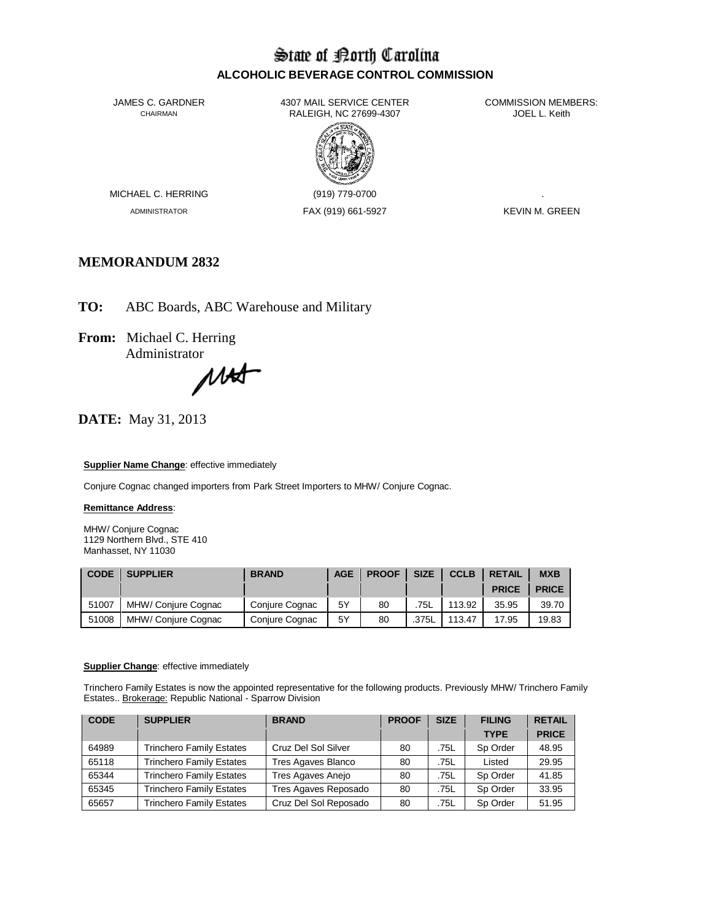# State of North Carolina
## ALCOHOLIC BEVERAGE CONTROL COMMISSION

JAMES C. GARDNER
CHAIRMAN

4307 MAIL SERVICE CENTER
RALEIGH, NC 27699-4307

COMMISSION MEMBERS:
JOEL L. Keith

MICHAEL C. HERRING
ADMINISTRATOR

(919) 779-0700
FAX (919) 661-5927

.
KEVIN M. GREEN

## MEMORANDUM 2832

**TO:** ABC Boards, ABC Warehouse and Military

**From:** Michael C. Herring
Administrator

**DATE:** May 31, 2013

**Supplier Name Change**: effective immediately

Conjure Cognac changed importers from Park Street Importers to MHW/ Conjure Cognac.

**Remittance Address**:

MHW/ Conjure Cognac
1129 Northern Blvd., STE 410
Manhasset, NY 11030

| CODE | SUPPLIER | BRAND | AGE | PROOF | SIZE | CCLB | RETAIL PRICE | MXB PRICE |
|---|---|---|---|---|---|---|---|---|
| 51007 | MHW/ Conjure Cognac | Conjure Cognac | 5Y | 80 | .75L | 113.92 | 35.95 | 39.70 |
| 51008 | MHW/ Conjure Cognac | Conjure Cognac | 5Y | 80 | .375L | 113.47 | 17.95 | 19.83 |

**Supplier Change**: effective immediately

Trinchero Family Estates is now the appointed representative for the following products. Previously MHW/ Trinchero Family Estates.. Brokerage: Republic National - Sparrow Division

| CODE | SUPPLIER | BRAND | PROOF | SIZE | FILING TYPE | RETAIL PRICE |
|---|---|---|---|---|---|---|
| 64989 | Trinchero Family Estates | Cruz Del Sol Silver | 80 | .75L | Sp Order | 48.95 |
| 65118 | Trinchero Family Estates | Tres Agaves Blanco | 80 | .75L | Listed | 29.95 |
| 65344 | Trinchero Family Estates | Tres Agaves Anejo | 80 | .75L | Sp Order | 41.85 |
| 65345 | Trinchero Family Estates | Tres Agaves Reposado | 80 | .75L | Sp Order | 33.95 |
| 65657 | Trinchero Family Estates | Cruz Del Sol Reposado | 80 | .75L | Sp Order | 51.95 |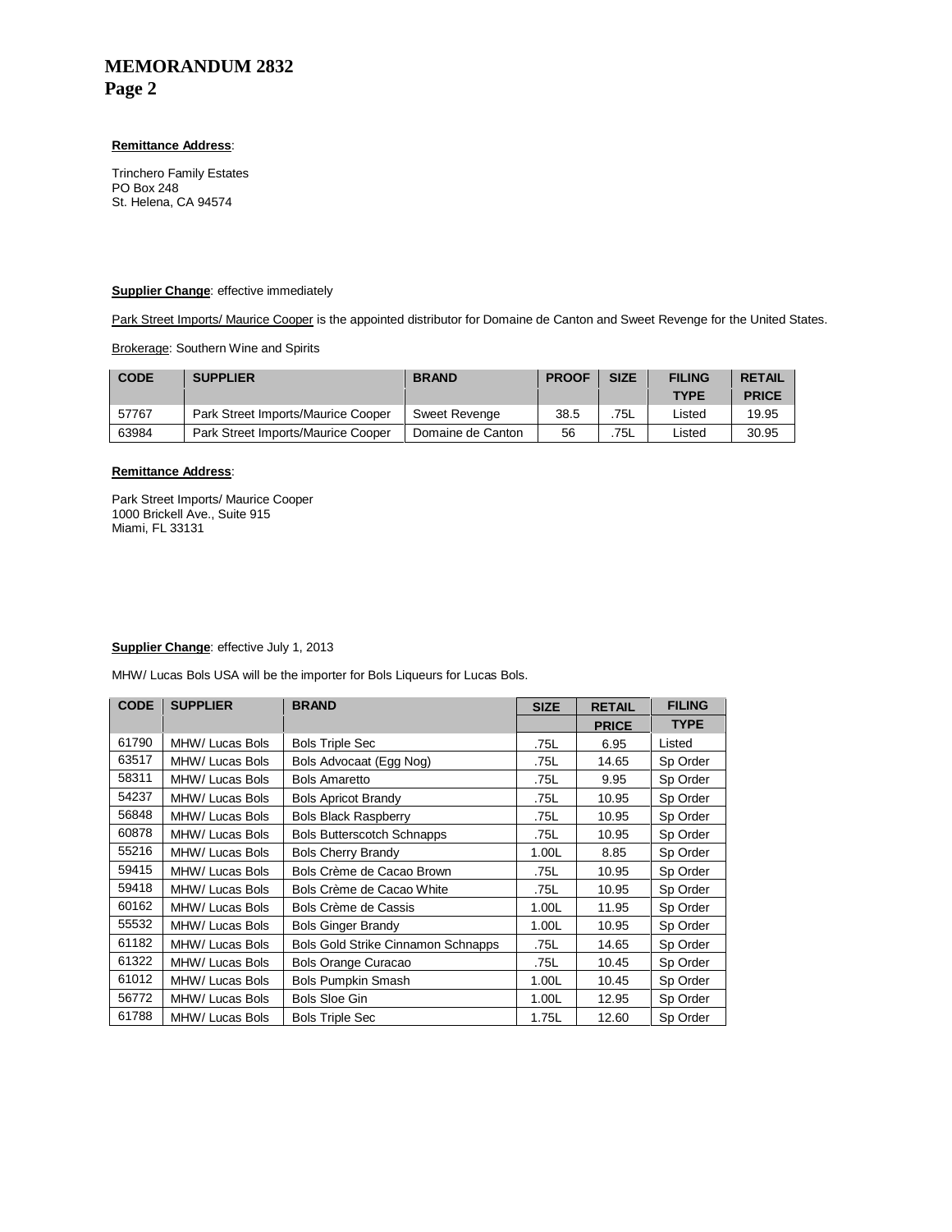**Remittance Address**:

Trinchero Family Estates
PO Box 248
St. Helena, CA 94574

**Supplier Change**: effective immediately

Park Street Imports/ Maurice Cooper is the appointed distributor for Domaine de Canton and Sweet Revenge for the United States.

Brokerage: Southern Wine and Spirits

| CODE | SUPPLIER | BRAND | PROOF | SIZE | FILING TYPE | RETAIL PRICE |
|---|---|---|---|---|---|---|
| 57767 | Park Street Imports/Maurice Cooper | Sweet Revenge | 38.5 | .75L | Listed | 19.95 |
| 63984 | Park Street Imports/Maurice Cooper | Domaine de Canton | 56 | .75L | Listed | 30.95 |

**Remittance Address**:

Park Street Imports/ Maurice Cooper
1000 Brickell Ave., Suite 915
Miami, FL 33131

**Supplier Change**: effective July 1, 2013

MHW/ Lucas Bols USA will be the importer for Bols Liqueurs for Lucas Bols.

| CODE | SUPPLIER | BRAND | SIZE | RETAIL PRICE | FILING TYPE |
|---|---|---|---|---|---|
| 61790 | MHW/ Lucas Bols | Bols Triple Sec | .75L | 6.95 | Listed |
| 63517 | MHW/ Lucas Bols | Bols Advocaat (Egg Nog) | .75L | 14.65 | Sp Order |
| 58311 | MHW/ Lucas Bols | Bols Amaretto | .75L | 9.95 | Sp Order |
| 54237 | MHW/ Lucas Bols | Bols Apricot Brandy | .75L | 10.95 | Sp Order |
| 56848 | MHW/ Lucas Bols | Bols Black Raspberry | .75L | 10.95 | Sp Order |
| 60878 | MHW/ Lucas Bols | Bols Butterscotch Schnapps | .75L | 10.95 | Sp Order |
| 55216 | MHW/ Lucas Bols | Bols Cherry Brandy | 1.00L | 8.85 | Sp Order |
| 59415 | MHW/ Lucas Bols | Bols Crème de Cacao Brown | .75L | 10.95 | Sp Order |
| 59418 | MHW/ Lucas Bols | Bols Crème de Cacao White | .75L | 10.95 | Sp Order |
| 60162 | MHW/ Lucas Bols | Bols Crème de Cassis | 1.00L | 11.95 | Sp Order |
| 55532 | MHW/ Lucas Bols | Bols Ginger Brandy | 1.00L | 10.95 | Sp Order |
| 61182 | MHW/ Lucas Bols | Bols Gold Strike Cinnamon Schnapps | .75L | 14.65 | Sp Order |
| 61322 | MHW/ Lucas Bols | Bols Orange Curacao | .75L | 10.45 | Sp Order |
| 61012 | MHW/ Lucas Bols | Bols Pumpkin Smash | 1.00L | 10.45 | Sp Order |
| 56772 | MHW/ Lucas Bols | Bols Sloe Gin | 1.00L | 12.95 | Sp Order |
| 61788 | MHW/ Lucas Bols | Bols Triple Sec | 1.75L | 12.60 | Sp Order |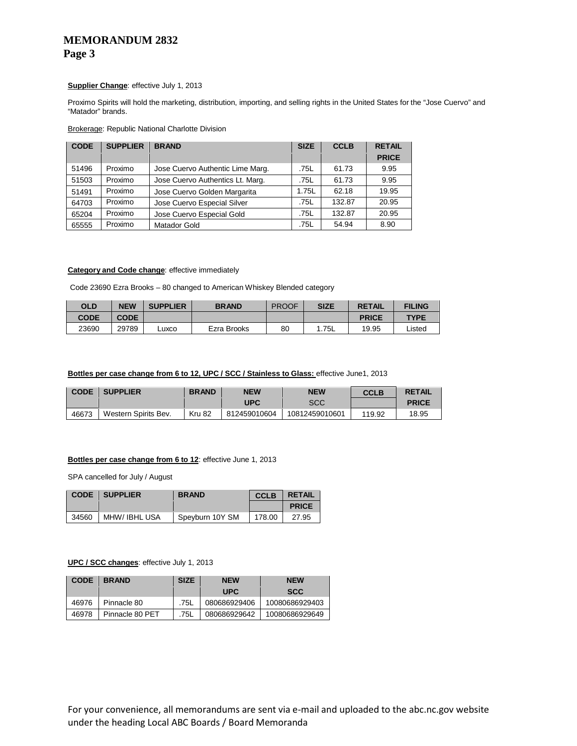# MEMORANDUM 2832
## Page 3

**Supplier Change**: effective July 1, 2013

Proximo Spirits will hold the marketing, distribution, importing, and selling rights in the United States for the "Jose Cuervo" and "Matador" brands.

Brokerage: Republic National Charlotte Division

| CODE | SUPPLIER | BRAND | SIZE | CCLB | RETAIL PRICE |
|---|---|---|---|---|---|
| 51496 | Proximo | Jose Cuervo Authentic Lime Marg. | .75L | 61.73 | 9.95 |
| 51503 | Proximo | Jose Cuervo Authentics Lt. Marg. | .75L | 61.73 | 9.95 |
| 51491 | Proximo | Jose Cuervo Golden Margarita | 1.75L | 62.18 | 19.95 |
| 64703 | Proximo | Jose Cuervo Especial Silver | .75L | 132.87 | 20.95 |
| 65204 | Proximo | Jose Cuervo Especial Gold | .75L | 132.87 | 20.95 |
| 65555 | Proximo | Matador Gold | .75L | 54.94 | 8.90 |

**Category and Code change**: effective immediately

Code 23690 Ezra Brooks – 80 changed to American Whiskey Blended category

| OLD CODE | NEW CODE | SUPPLIER | BRAND | PROOF | SIZE | RETAIL PRICE | FILING TYPE |
|---|---|---|---|---|---|---|---|
| 23690 | 29789 | Luxco | Ezra Brooks | 80 | 1.75L | 19.95 | Listed |

**Bottles per case change from 6 to 12, UPC / SCC / Stainless to Glass:** effective June1, 2013

| CODE | SUPPLIER | BRAND | NEW UPC | NEW SCC | CCLB | RETAIL PRICE |
|---|---|---|---|---|---|---|
| 46673 | Western Spirits Bev. | Kru 82 | 812459010604 | 10812459010601 | 119.92 | 18.95 |

**Bottles per case change from 6 to 12**: effective June 1, 2013

SPA cancelled for July / August

| CODE | SUPPLIER | BRAND | CCLB | RETAIL PRICE |
|---|---|---|---|---|
| 34560 | MHW/ IBHL USA | Speyburn 10Y SM | 178.00 | 27.95 |

**UPC / SCC changes**: effective July 1, 2013

| CODE | BRAND | SIZE | NEW UPC | NEW SCC |
|---|---|---|---|---|
| 46976 | Pinnacle 80 | .75L | 080686929406 | 10080686929403 |
| 46978 | Pinnacle 80 PET | .75L | 080686929642 | 10080686929649 |

For your convenience, all memorandums are sent via e-mail and uploaded to the abc.nc.gov website under the heading Local ABC Boards / Board Memoranda